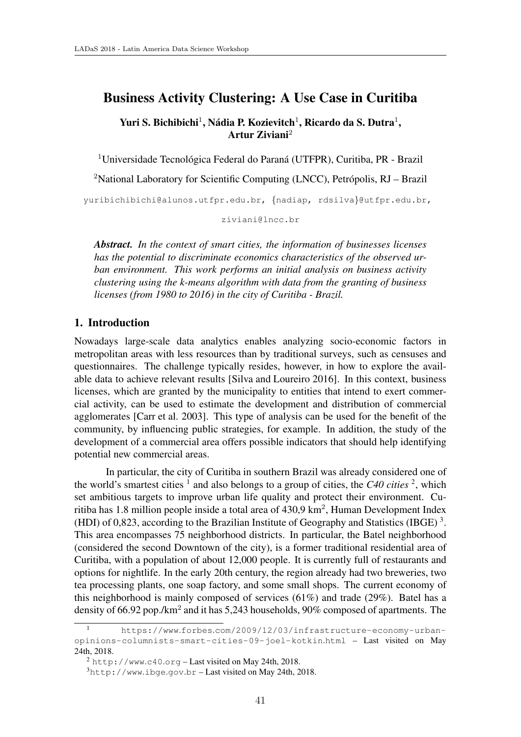# Business Activity Clustering: A Use Case in Curitiba

**Yuri S. Bichibichi[1], Nádia P. Kozievitch[1], Ricardo da S. Dutra[1], Artur Ziviani[2]**

[1]Universidade Tecnológica Federal do Paraná (UTFPR), Curitiba, PR - Brazil

[2]National Laboratory for Scientific Computing (LNCC), Petrópolis, RJ – Brazil

yuribichibichi@alunos.utfpr.edu.br, {nadiap, rdsilva}@utfpr.edu.br, ziviani@lncc.br

***Abstract.*** *In the context of smart cities, the information of businesses licenses has the potential to discriminate economics characteristics of the observed urban environment. This work performs an initial analysis on business activity clustering using the k-means algorithm with data from the granting of business licenses (from 1980 to 2016) in the city of Curitiba - Brazil.*

## 1. Introduction

Nowadays large-scale data analytics enables analyzing socio-economic factors in metropolitan areas with less resources than by traditional surveys, such as censuses and questionnaires. The challenge typically resides, however, in how to explore the available data to achieve relevant results [Silva and Loureiro 2016]. In this context, business licenses, which are granted by the municipality to entities that intend to exert commercial activity, can be used to estimate the development and distribution of commercial agglomerates [Carr et al. 2003]. This type of analysis can be used for the benefit of the community, by influencing public strategies, for example. In addition, the study of the development of a commercial area offers possible indicators that should help identifying potential new commercial areas.

In particular, the city of Curitiba in southern Brazil was already considered one of the world's smartest cities [1] and also belongs to a group of cities, the *C40 cities* [2], which set ambitious targets to improve urban life quality and protect their environment. Curitiba has 1.8 million people inside a total area of 430,9 km$^2$, Human Development Index (HDI) of 0,823, according to the Brazilian Institute of Geography and Statistics (IBGE) [3]. This area encompasses 75 neighborhood districts. In particular, the Batel neighborhood (considered the second Downtown of the city), is a former traditional residential area of Curitiba, with a population of about 12,000 people. It is currently full of restaurants and options for nightlife. In the early 20th century, the region already had two breweries, two tea processing plants, one soap factory, and some small shops. The current economy of this neighborhood is mainly composed of services (61%) and trade (29%). Batel has a density of 66.92 pop./km$^2$ and it has 5,243 households, 90% composed of apartments. The

[1] https://www.forbes.com/2009/12/03/infrastructure-economy-urban-opinions-columnists-smart-cities-09-joel-kotkin.html – Last visited on May 24th, 2018.

[2] http://www.c40.org – Last visited on May 24th, 2018.

[3] http://www.ibge.gov.br – Last visited on May 24th, 2018.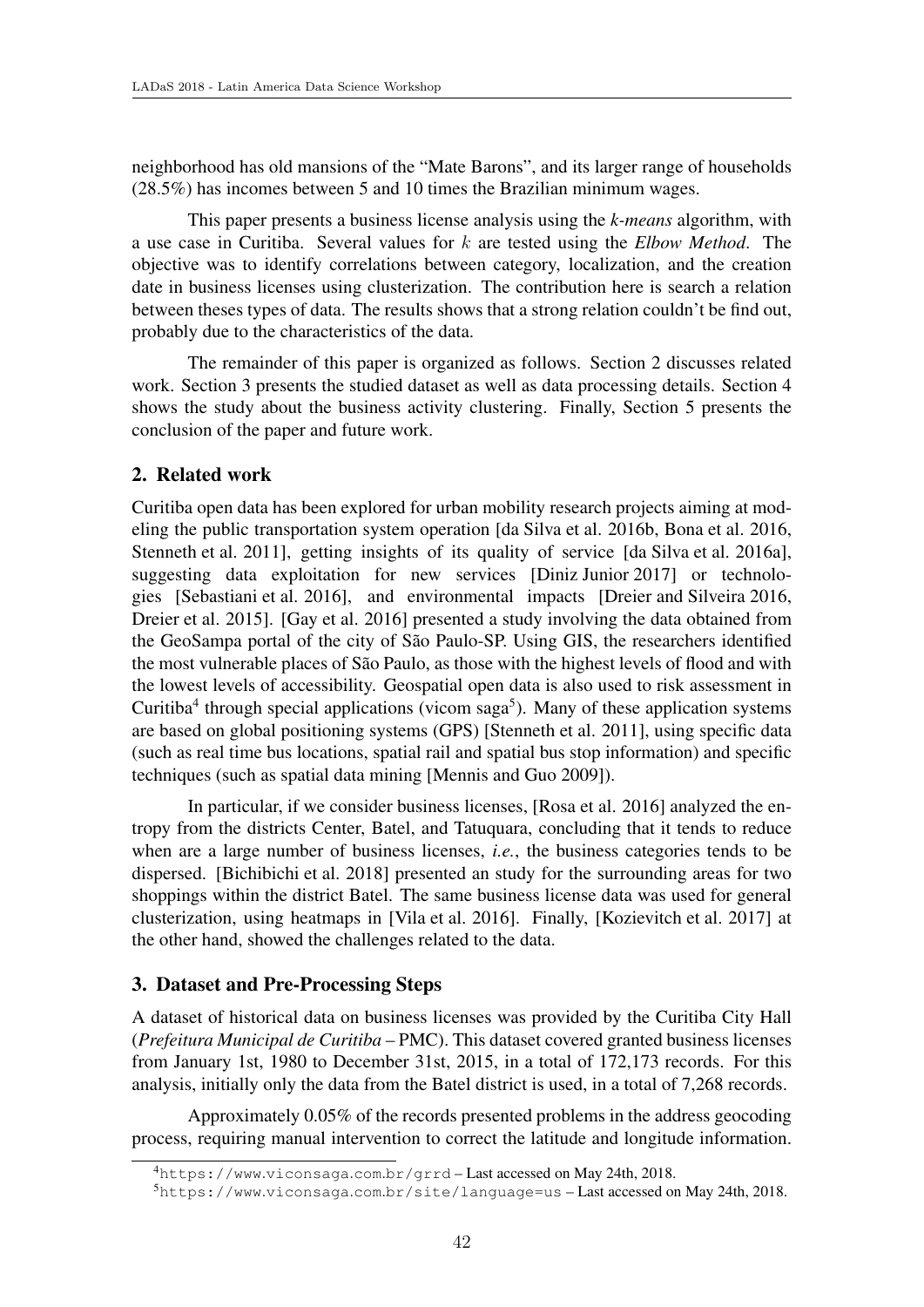neighborhood has old mansions of the "Mate Barons", and its larger range of households (28.5%) has incomes between 5 and 10 times the Brazilian minimum wages.

This paper presents a business license analysis using the *k-means* algorithm, with a use case in Curitiba. Several values for $k$ are tested using the *Elbow Method*. The objective was to identify correlations between category, localization, and the creation date in business licenses using clusterization. The contribution here is search a relation between theses types of data. The results shows that a strong relation couldn't be find out, probably due to the characteristics of the data.

The remainder of this paper is organized as follows. Section 2 discusses related work. Section 3 presents the studied dataset as well as data processing details. Section 4 shows the study about the business activity clustering. Finally, Section 5 presents the conclusion of the paper and future work.

## 2. Related work

Curitiba open data has been explored for urban mobility research projects aiming at modeling the public transportation system operation [da Silva et al. 2016b, Bona et al. 2016, Stenneth et al. 2011], getting insights of its quality of service [da Silva et al. 2016a], suggesting data exploitation for new services [Diniz Junior 2017] or technologies [Sebastiani et al. 2016], and environmental impacts [Dreier and Silveira 2016, Dreier et al. 2015]. [Gay et al. 2016] presented a study involving the data obtained from the GeoSampa portal of the city of São Paulo-SP. Using GIS, the researchers identified the most vulnerable places of São Paulo, as those with the highest levels of flood and with the lowest levels of accessibility. Geospatial open data is also used to risk assessment in Curitiba[4] through special applications (vicom saga[5]). Many of these application systems are based on global positioning systems (GPS) [Stenneth et al. 2011], using specific data (such as real time bus locations, spatial rail and spatial bus stop information) and specific techniques (such as spatial data mining [Mennis and Guo 2009]).

In particular, if we consider business licenses, [Rosa et al. 2016] analyzed the entropy from the districts Center, Batel, and Tatuquara, concluding that it tends to reduce when are a large number of business licenses, *i.e.*, the business categories tends to be dispersed. [Bichibichi et al. 2018] presented an study for the surrounding areas for two shoppings within the district Batel. The same business license data was used for general clusterization, using heatmaps in [Vila et al. 2016]. Finally, [Kozievitch et al. 2017] at the other hand, showed the challenges related to the data.

## 3. Dataset and Pre-Processing Steps

A dataset of historical data on business licenses was provided by the Curitiba City Hall (*Prefeitura Municipal de Curitiba* – PMC). This dataset covered granted business licenses from January 1st, 1980 to December 31st, 2015, in a total of 172,173 records. For this analysis, initially only the data from the Batel district is used, in a total of 7,268 records.

Approximately 0.05% of the records presented problems in the address geocoding process, requiring manual intervention to correct the latitude and longitude information.

[4] `https://www.viconsaga.com.br/grrd` – Last accessed on May 24th, 2018.

[5] `https://www.viconsaga.com.br/site/language=us` – Last accessed on May 24th, 2018.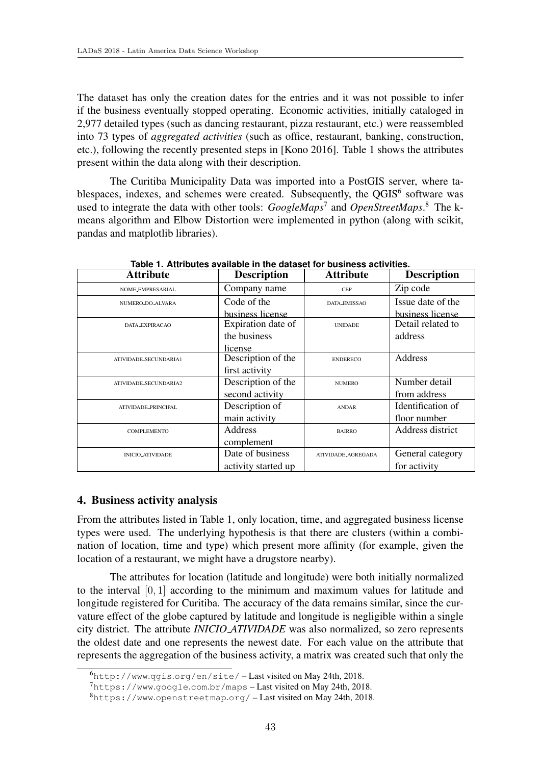The dataset has only the creation dates for the entries and it was not possible to infer if the business eventually stopped operating. Economic activities, initially cataloged in 2,977 detailed types (such as dancing restaurant, pizza restaurant, etc.) were reassembled into 73 types of *aggregated activities* (such as office, restaurant, banking, construction, etc.), following the recently presented steps in [Kono 2016]. Table 1 shows the attributes present within the data along with their description.

The Curitiba Municipality Data was imported into a PostGIS server, where tablespaces, indexes, and schemes were created. Subsequently, the QGIS[6] software was used to integrate the data with other tools: *GoogleMaps*[7] and *OpenStreetMaps*.[8] The k-means algorithm and Elbow Distortion were implemented in python (along with scikit, pandas and matplotlib libraries).

**Table 1. Attributes available in the dataset for business activities.**

| Attribute | Description | Attribute | Description |
|---|---|---|---|
| NOME_EMPRESARIAL | Company name | CEP | Zip code |
| NUMERO_DO_ALVARA | Code of the business license | DATA_EMISSAO | Issue date of the business license |
| DATA_EXPIRACAO | Expiration date of the business license | UNIDADE | Detail related to address |
| ATIVIDADE_SECUNDARIA1 | Description of the first activity | ENDERECO | Address |
| ATIVIDADE_SECUNDARIA2 | Description of the second activity | NUMERO | Number detail from address |
| ATIVIDADE_PRINCIPAL | Description of main activity | ANDAR | Identification of floor number |
| COMPLEMENTO | Address complement | BAIRRO | Address district |
| INICIO_ATIVIDADE | Date of business activity started up | ATIVIDADE_AGREGADA | General category for activity |

## 4. Business activity analysis

From the attributes listed in Table 1, only location, time, and aggregated business license types were used. The underlying hypothesis is that there are clusters (within a combination of location, time and type) which present more affinity (for example, given the location of a restaurant, we might have a drugstore nearby).

The attributes for location (latitude and longitude) were both initially normalized to the interval $[0, 1]$ according to the minimum and maximum values for latitude and longitude registered for Curitiba. The accuracy of the data remains similar, since the curvature effect of the globe captured by latitude and longitude is negligible within a single city district. The attribute *INICIO_ATIVIDADE* was also normalized, so zero represents the oldest date and one represents the newest date. For each value on the attribute that represents the aggregation of the business activity, a matrix was created such that only the

[6] http://www.qgis.org/en/site/ – Last visited on May 24th, 2018.

[7] https://www.google.com.br/maps – Last visited on May 24th, 2018.

[8] https://www.openstreetmap.org/ – Last visited on May 24th, 2018.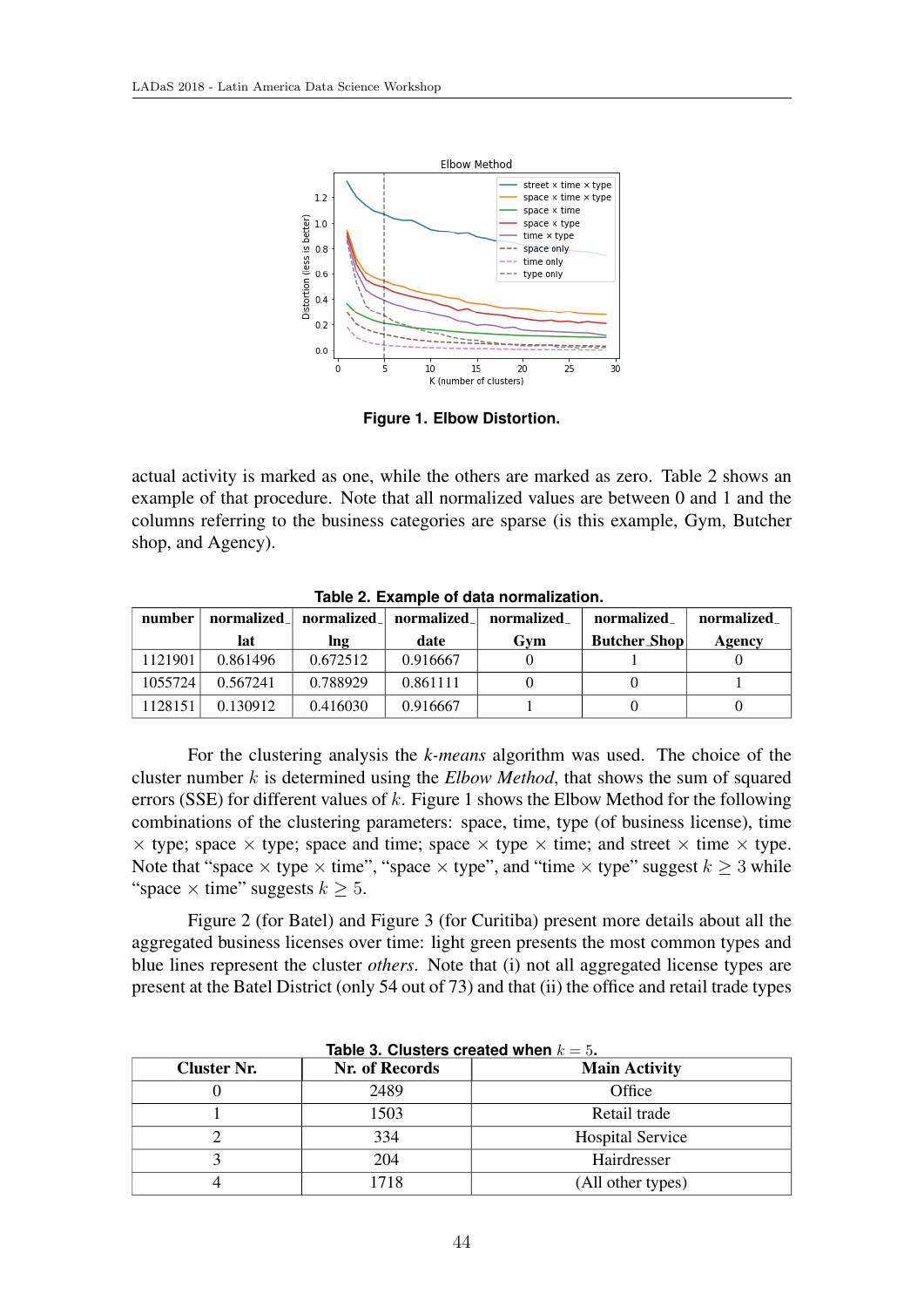**Figure 1. Elbow Distortion.**

actual activity is marked as one, while the others are marked as zero. Table 2 shows an example of that procedure. Note that all normalized values are between 0 and 1 and the columns referring to the business categories are sparse (is this example, Gym, Butcher shop, and Agency).

**Table 2. Example of data normalization.**

| number | normalized_lat | normalized_lng | normalized_date | normalized_Gym | normalized_Butcher_Shop | normalized_Agency |
|---|---|---|---|---|---|---|
| 1121901 | 0.861496 | 0.672512 | 0.916667 | 0 | 1 | 0 |
| 1055724 | 0.567241 | 0.788929 | 0.861111 | 0 | 0 | 1 |
| 1128151 | 0.130912 | 0.416030 | 0.916667 | 1 | 0 | 0 |

For the clustering analysis the *k-means* algorithm was used. The choice of the cluster number $k$ is determined using the *Elbow Method*, that shows the sum of squared errors (SSE) for different values of $k$. Figure 1 shows the Elbow Method for the following combinations of the clustering parameters: space, time, type (of business license), time $\times$ type; space $\times$ type; space and time; space $\times$ type $\times$ time; and street $\times$ time $\times$ type. Note that "space $\times$ type $\times$ time", "space $\times$ type", and "time $\times$ type" suggest $k \geq 3$ while "space $\times$ time" suggests $k \geq 5$.

Figure 2 (for Batel) and Figure 3 (for Curitiba) present more details about all the aggregated business licenses over time: light green presents the most common types and blue lines represent the cluster *others*. Note that (i) not all aggregated license types are present at the Batel District (only 54 out of 73) and that (ii) the office and retail trade types

**Table 3. Clusters created when $k = 5$.**

| Cluster Nr. | Nr. of Records | Main Activity |
|---|---|---|
| 0 | 2489 | Office |
| 1 | 1503 | Retail trade |
| 2 | 334 | Hospital Service |
| 3 | 204 | Hairdresser |
| 4 | 1718 | (All other types) |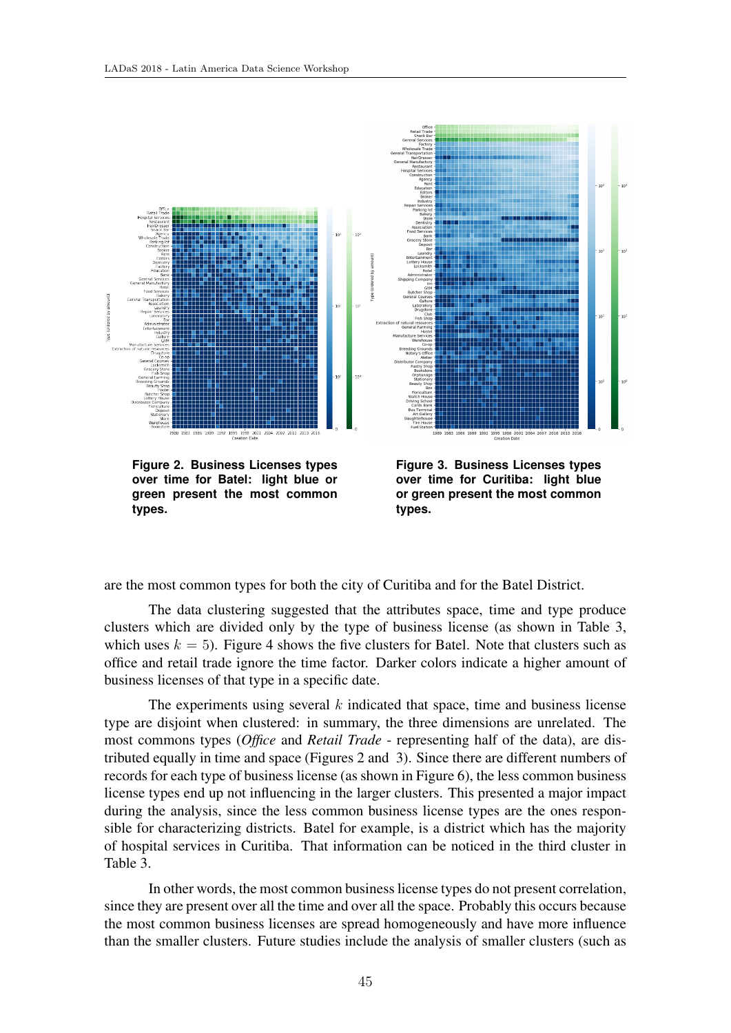**Figure 2. Business Licenses types over time for Batel: light blue or green present the most common types.**

**Figure 3. Business Licenses types over time for Curitiba: light blue or green present the most common types.**

are the most common types for both the city of Curitiba and for the Batel District.

The data clustering suggested that the attributes space, time and type produce clusters which are divided only by the type of business license (as shown in Table 3, which uses $k = 5$). Figure 4 shows the five clusters for Batel. Note that clusters such as office and retail trade ignore the time factor. Darker colors indicate a higher amount of business licenses of that type in a specific date.

The experiments using several $k$ indicated that space, time and business license type are disjoint when clustered: in summary, the three dimensions are unrelated. The most commons types (*Office* and *Retail Trade* - representing half of the data), are distributed equally in time and space (Figures 2 and 3). Since there are different numbers of records for each type of business license (as shown in Figure 6), the less common business license types end up not influencing in the larger clusters. This presented a major impact during the analysis, since the less common business license types are the ones responsible for characterizing districts. Batel for example, is a district which has the majority of hospital services in Curitiba. That information can be noticed in the third cluster in Table 3.

In other words, the most common business license types do not present correlation, since they are present over all the time and over all the space. Probably this occurs because the most common business licenses are spread homogeneously and have more influence than the smaller clusters. Future studies include the analysis of smaller clusters (such as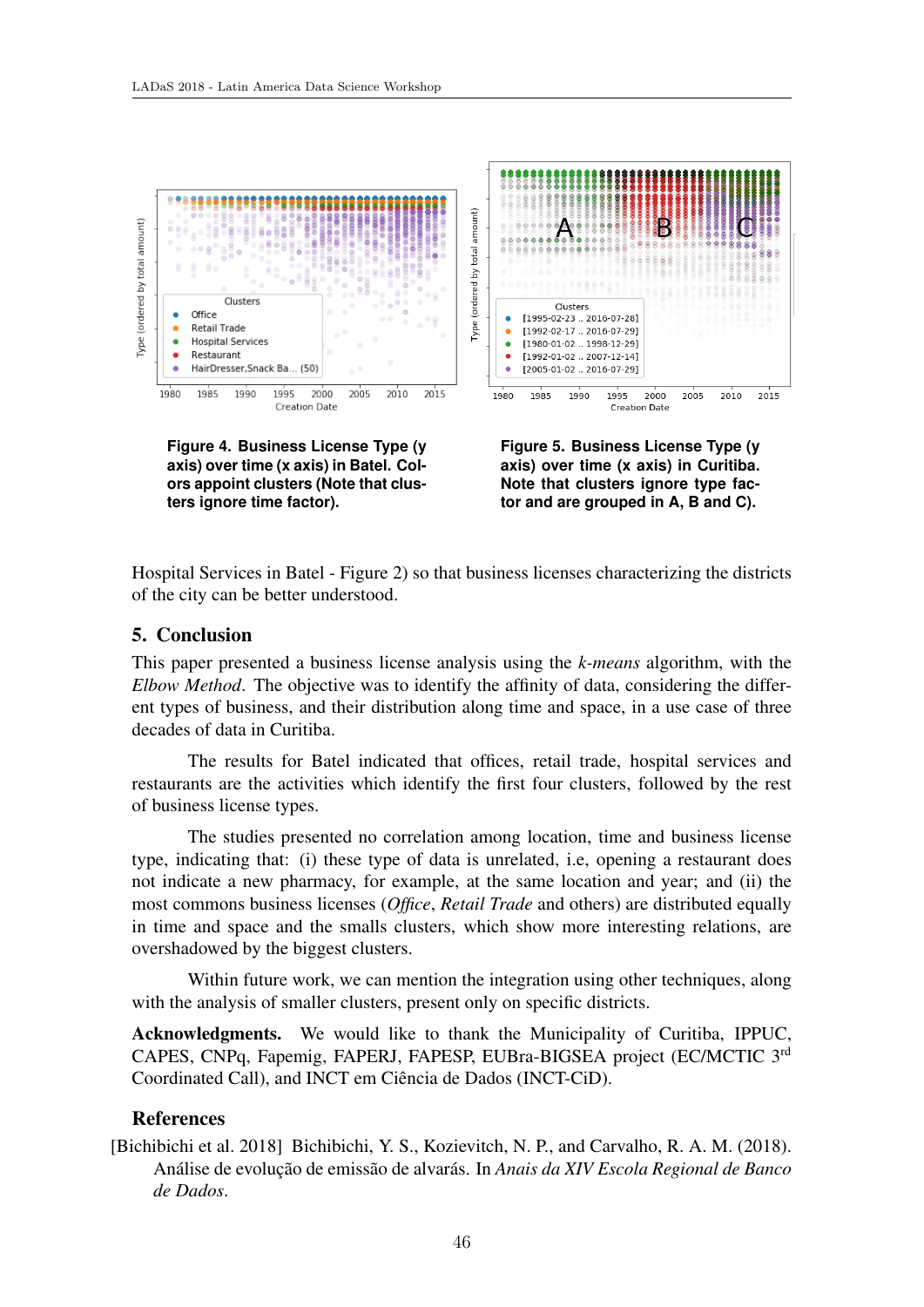**Figure 4. Business License Type (y axis) over time (x axis) in Batel. Colors appoint clusters (Note that clusters ignore time factor).**

**Figure 5. Business License Type (y axis) over time (x axis) in Curitiba. Note that clusters ignore type factor and are grouped in A, B and C).**

Hospital Services in Batel - Figure 2) so that business licenses characterizing the districts of the city can be better understood.

## 5. Conclusion

This paper presented a business license analysis using the *k-means* algorithm, with the *Elbow Method*. The objective was to identify the affinity of data, considering the different types of business, and their distribution along time and space, in a use case of three decades of data in Curitiba.

The results for Batel indicated that offices, retail trade, hospital services and restaurants are the activities which identify the first four clusters, followed by the rest of business license types.

The studies presented no correlation among location, time and business license type, indicating that: (i) these type of data is unrelated, i.e, opening a restaurant does not indicate a new pharmacy, for example, at the same location and year; and (ii) the most commons business licenses (*Office*, *Retail Trade* and others) are distributed equally in time and space and the smalls clusters, which show more interesting relations, are overshadowed by the biggest clusters.

Within future work, we can mention the integration using other techniques, along with the analysis of smaller clusters, present only on specific districts.

**Acknowledgments.** We would like to thank the Municipality of Curitiba, IPPUC, CAPES, CNPq, Fapemig, FAPERJ, FAPESP, EUBra-BIGSEA project (EC/MCTIC 3rd Coordinated Call), and INCT em Ciência de Dados (INCT-CiD).

## References

[Bichibichi et al. 2018] Bichibichi, Y. S., Kozievitch, N. P., and Carvalho, R. A. M. (2018). Análise de evolução de emissão de alvarás. In *Anais da XIV Escola Regional de Banco de Dados*.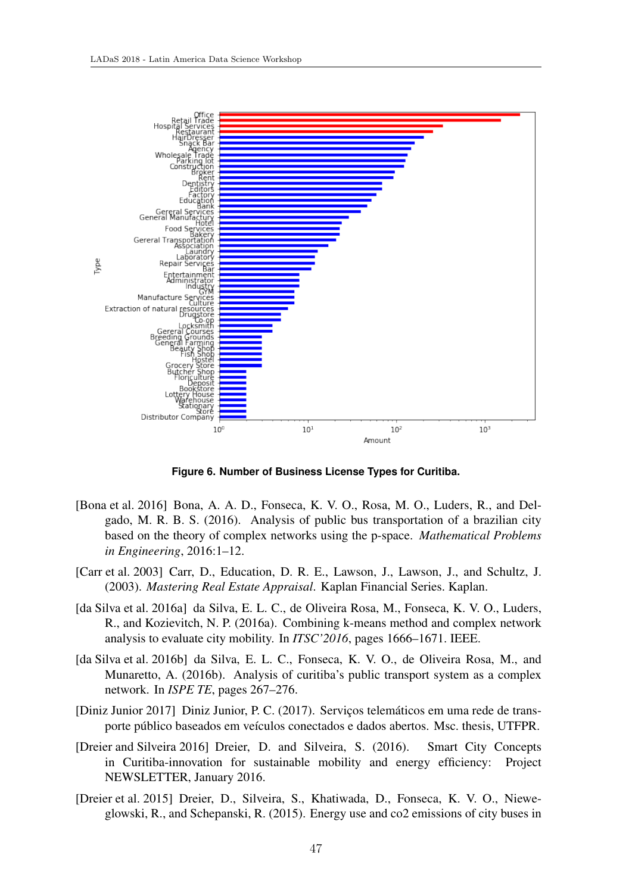**Figure 6. Number of Business License Types for Curitiba.**

[Bona et al. 2016] Bona, A. A. D., Fonseca, K. V. O., Rosa, M. O., Luders, R., and Delgado, M. R. B. S. (2016). Analysis of public bus transportation of a brazilian city based on the theory of complex networks using the p-space. *Mathematical Problems in Engineering*, 2016:1–12.

[Carr et al. 2003] Carr, D., Education, D. R. E., Lawson, J., Lawson, J., and Schultz, J. (2003). *Mastering Real Estate Appraisal*. Kaplan Financial Series. Kaplan.

[da Silva et al. 2016a] da Silva, E. L. C., de Oliveira Rosa, M., Fonseca, K. V. O., Luders, R., and Kozievitch, N. P. (2016a). Combining k-means method and complex network analysis to evaluate city mobility. In *ITSC'2016*, pages 1666–1671. IEEE.

[da Silva et al. 2016b] da Silva, E. L. C., Fonseca, K. V. O., de Oliveira Rosa, M., and Munaretto, A. (2016b). Analysis of curitiba's public transport system as a complex network. In *ISPE TE*, pages 267–276.

[Diniz Junior 2017] Diniz Junior, P. C. (2017). Serviços telemáticos em uma rede de transporte público baseados em veículos conectados e dados abertos. Msc. thesis, UTFPR.

[Dreier and Silveira 2016] Dreier, D. and Silveira, S. (2016). Smart City Concepts in Curitiba-innovation for sustainable mobility and energy efficiency: Project NEWSLETTER, January 2016.

[Dreier et al. 2015] Dreier, D., Silveira, S., Khatiwada, D., Fonseca, K. V. O., Nieweglowski, R., and Schepanski, R. (2015). Energy use and co2 emissions of city buses in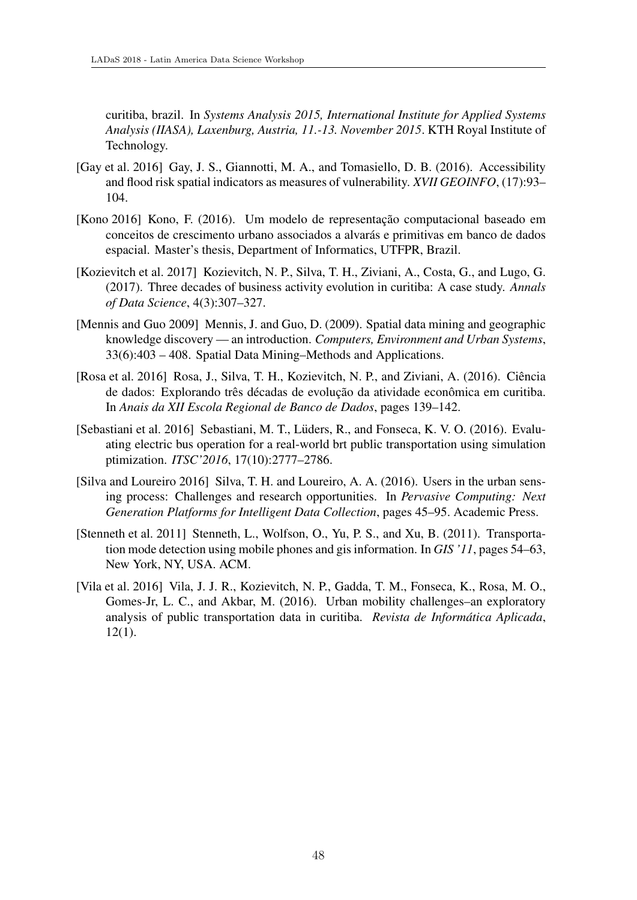curitiba, brazil. In *Systems Analysis 2015, International Institute for Applied Systems Analysis (IIASA), Laxenburg, Austria, 11.-13. November 2015*. KTH Royal Institute of Technology.

[Gay et al. 2016] Gay, J. S., Giannotti, M. A., and Tomasiello, D. B. (2016). Accessibility and flood risk spatial indicators as measures of vulnerability. *XVII GEOINFO*, (17):93–104.

[Kono 2016] Kono, F. (2016). Um modelo de representação computacional baseado em conceitos de crescimento urbano associados a alvarás e primitivas em banco de dados espacial. Master's thesis, Department of Informatics, UTFPR, Brazil.

[Kozievitch et al. 2017] Kozievitch, N. P., Silva, T. H., Ziviani, A., Costa, G., and Lugo, G. (2017). Three decades of business activity evolution in curitiba: A case study. *Annals of Data Science*, 4(3):307–327.

[Mennis and Guo 2009] Mennis, J. and Guo, D. (2009). Spatial data mining and geographic knowledge discovery — an introduction. *Computers, Environment and Urban Systems*, 33(6):403 – 408. Spatial Data Mining–Methods and Applications.

[Rosa et al. 2016] Rosa, J., Silva, T. H., Kozievitch, N. P., and Ziviani, A. (2016). Ciência de dados: Explorando três décadas de evolução da atividade econômica em curitiba. In *Anais da XII Escola Regional de Banco de Dados*, pages 139–142.

[Sebastiani et al. 2016] Sebastiani, M. T., Lüders, R., and Fonseca, K. V. O. (2016). Evaluating electric bus operation for a real-world brt public transportation using simulation ptimization. *ITSC'2016*, 17(10):2777–2786.

[Silva and Loureiro 2016] Silva, T. H. and Loureiro, A. A. (2016). Users in the urban sensing process: Challenges and research opportunities. In *Pervasive Computing: Next Generation Platforms for Intelligent Data Collection*, pages 45–95. Academic Press.

[Stenneth et al. 2011] Stenneth, L., Wolfson, O., Yu, P. S., and Xu, B. (2011). Transportation mode detection using mobile phones and gis information. In *GIS '11*, pages 54–63, New York, NY, USA. ACM.

[Vila et al. 2016] Vila, J. J. R., Kozievitch, N. P., Gadda, T. M., Fonseca, K., Rosa, M. O., Gomes-Jr, L. C., and Akbar, M. (2016). Urban mobility challenges–an exploratory analysis of public transportation data in curitiba. *Revista de Informática Aplicada*, 12(1).